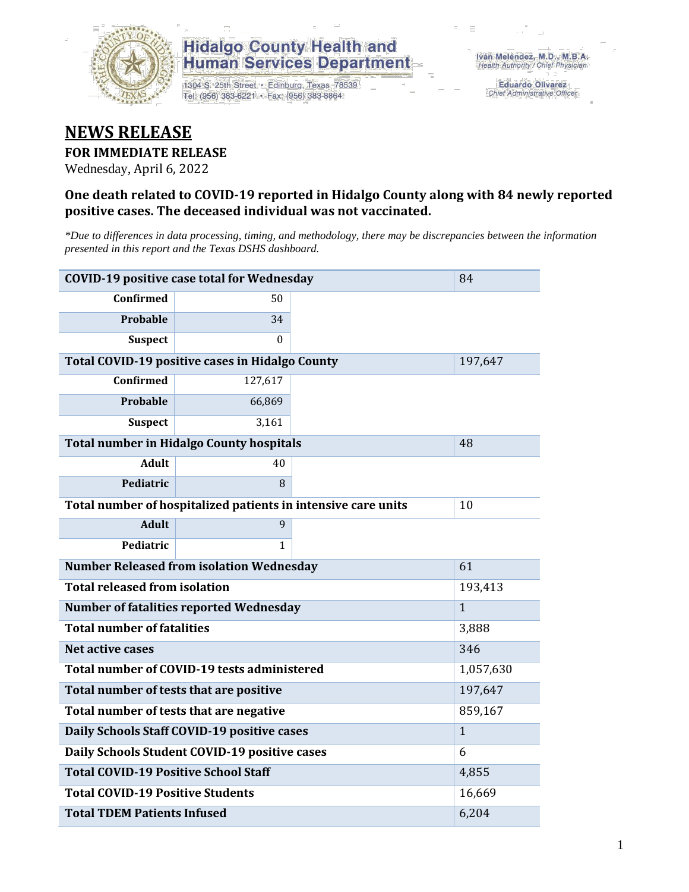**Hidalgo County Health and Human Services Department**

1304 S. 25th Street • Edinburg, Texas 78539
Tel: (956) 383-6221 • Fax: (956) 383-8864

Iván Meléndez, M.D., M.B.A.
*Health Authority / Chief Physician*

Eduardo Olivarez
*Chief Administrative Officer*

# NEWS RELEASE

**FOR IMMEDIATE RELEASE**

Wednesday, April 6, 2022

### One death related to COVID-19 reported in Hidalgo County along with 84 newly reported positive cases. The deceased individual was not vaccinated.

*\*Due to differences in data processing, timing, and methodology, there may be discrepancies between the information presented in this report and the Texas DSHS dashboard.*

| | | | |
|---|---|---|---|
| **COVID-19 positive case total for Wednesday** | | | 84 |
| **Confirmed** | 50 | | |
| **Probable** | 34 | | |
| **Suspect** | 0 | | |
| **Total COVID-19 positive cases in Hidalgo County** | | | 197,647 |
| **Confirmed** | 127,617 | | |
| **Probable** | 66,869 | | |
| **Suspect** | 3,161 | | |
| **Total number in Hidalgo County hospitals** | | | 48 |
| **Adult** | 40 | | |
| **Pediatric** | 8 | | |
| **Total number of hospitalized patients in intensive care units** | | | 10 |
| **Adult** | 9 | | |
| **Pediatric** | 1 | | |
| **Number Released from isolation Wednesday** | | | 61 |
| **Total released from isolation** | | | 193,413 |
| **Number of fatalities reported Wednesday** | | | 1 |
| **Total number of fatalities** | | | 3,888 |
| **Net active cases** | | | 346 |
| **Total number of COVID-19 tests administered** | | | 1,057,630 |
| **Total number of tests that are positive** | | | 197,647 |
| **Total number of tests that are negative** | | | 859,167 |
| **Daily Schools Staff COVID-19 positive cases** | | | 1 |
| **Daily Schools Student COVID-19 positive cases** | | | 6 |
| **Total COVID-19 Positive School Staff** | | | 4,855 |
| **Total COVID-19 Positive Students** | | | 16,669 |
| **Total TDEM Patients Infused** | | | 6,204 |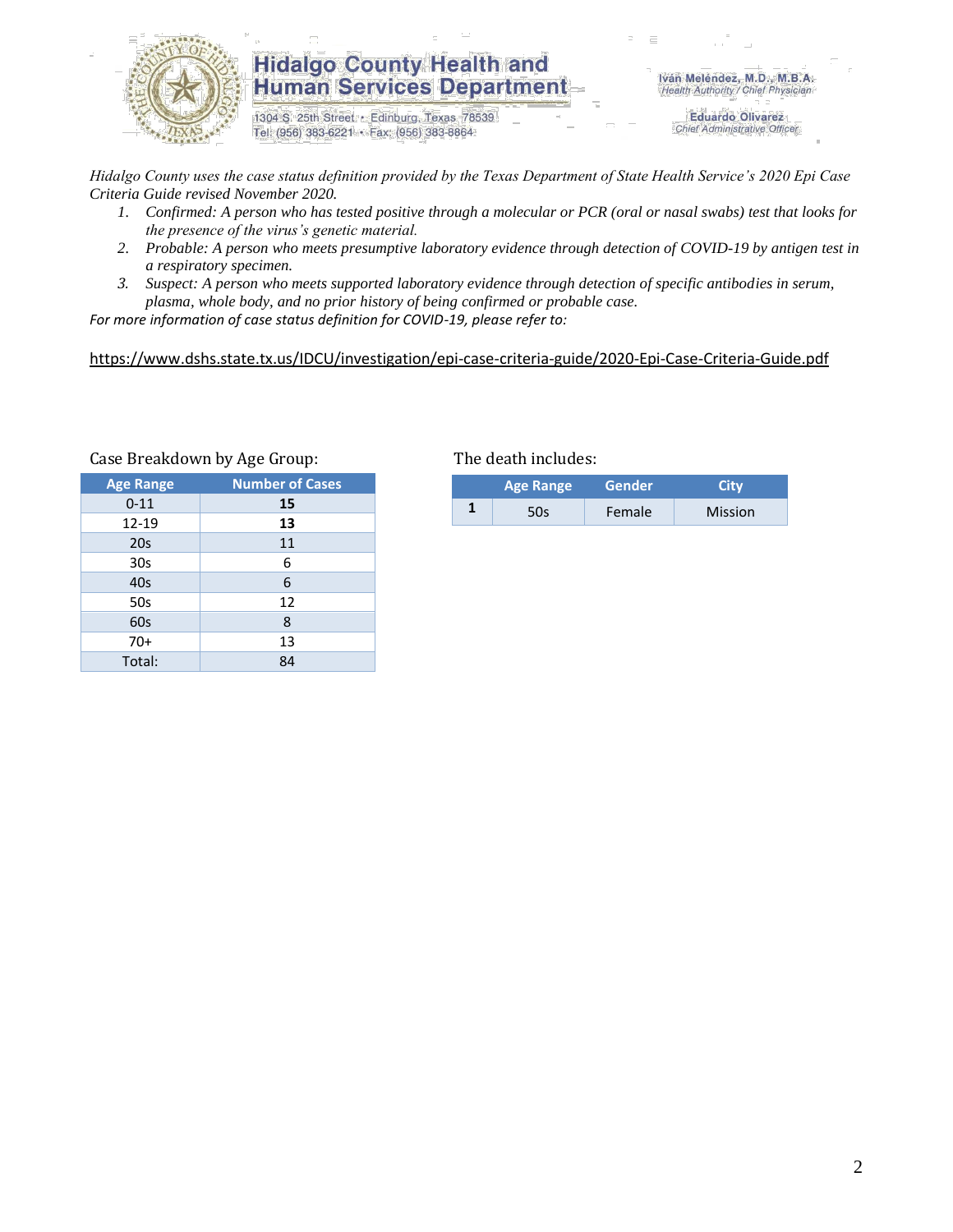# Hidalgo County Health and Human Services Department

1304 S. 25th Street • Edinburg, Texas 78539
Tel: (956) 383-6221 • Fax: (956) 383-8864

Iván Meléndez, M.D., M.B.A.
*Health Authority / Chief Physician*

Eduardo Olivarez
*Chief Administrative Officer*

*Hidalgo County uses the case status definition provided by the Texas Department of State Health Service's 2020 Epi Case Criteria Guide revised November 2020.*

1. *Confirmed: A person who has tested positive through a molecular or PCR (oral or nasal swabs) test that looks for the presence of the virus's genetic material.*
2. *Probable: A person who meets presumptive laboratory evidence through detection of COVID-19 by antigen test in a respiratory specimen.*
3. *Suspect: A person who meets supported laboratory evidence through detection of specific antibodies in serum, plasma, whole body, and no prior history of being confirmed or probable case.*

*For more information of case status definition for COVID-19, please refer to:*

https://www.dshs.state.tx.us/IDCU/investigation/epi-case-criteria-guide/2020-Epi-Case-Criteria-Guide.pdf

Case Breakdown by Age Group:

| Age Range | Number of Cases |
|---|---|
| 0-11 | **15** |
| 12-19 | **13** |
| 20s | 11 |
| 30s | 6 |
| 40s | 6 |
| 50s | 12 |
| 60s | 8 |
| 70+ | 13 |
| Total: | 84 |

The death includes:

| | Age Range | Gender | City |
|---|---|---|---|
| **1** | 50s | Female | Mission |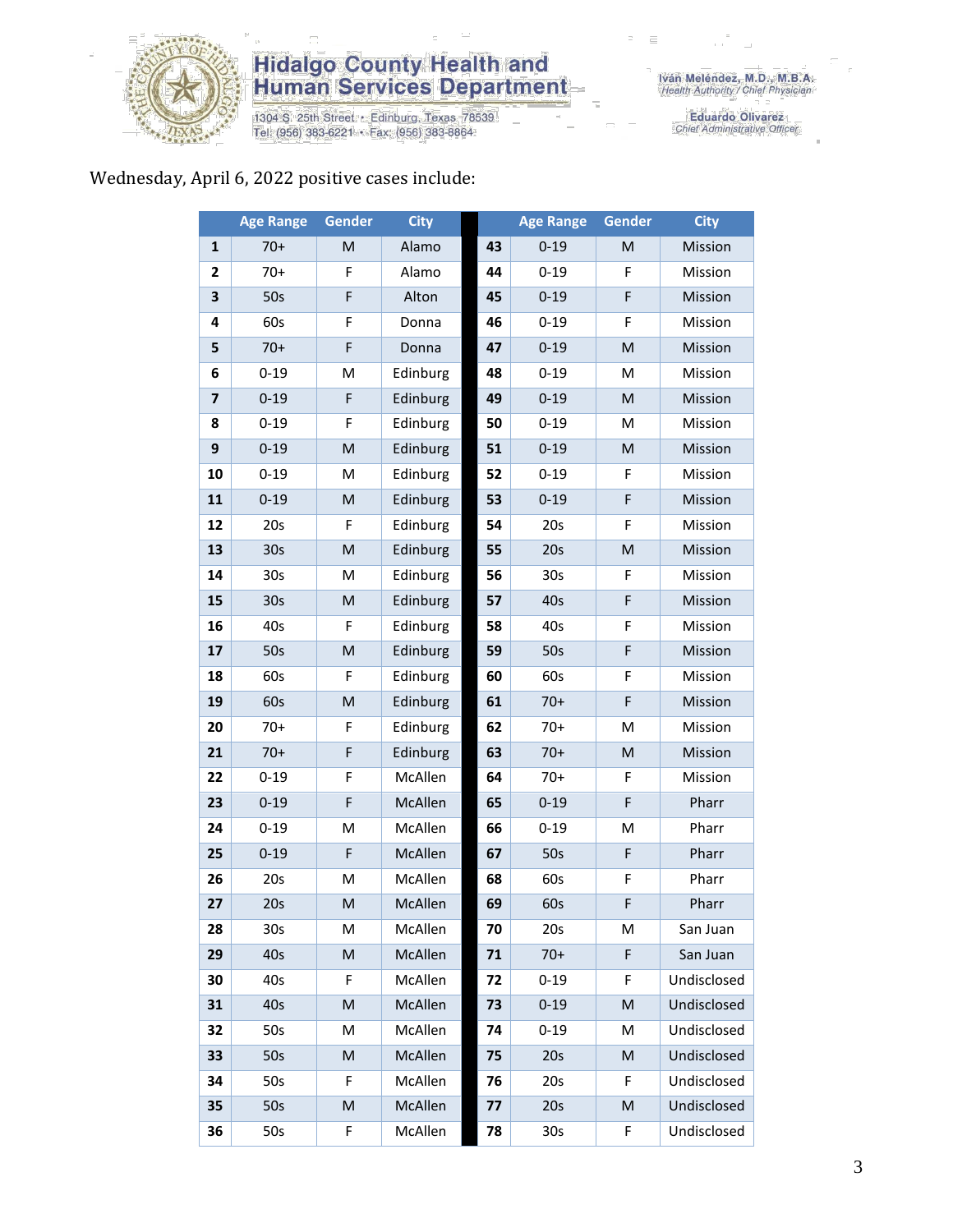# Hidalgo County Health and Human Services Department

1304 S. 25th Street • Edinburg, Texas 78539
Tel: (956) 383-6221 • Fax: (956) 383-8864

Iván Meléndez, M.D., M.B.A.
*Health Authority / Chief Physician*

Eduardo Olivarez
*Chief Administrative Officer*

Wednesday, April 6, 2022 positive cases include:

| | Age Range | Gender | City | | Age Range | Gender | City |
|---|---|---|---|---|---|---|---|
| 1 | 70+ | M | Alamo | 43 | 0-19 | M | Mission |
| 2 | 70+ | F | Alamo | 44 | 0-19 | F | Mission |
| 3 | 50s | F | Alton | 45 | 0-19 | F | Mission |
| 4 | 60s | F | Donna | 46 | 0-19 | F | Mission |
| 5 | 70+ | F | Donna | 47 | 0-19 | M | Mission |
| 6 | 0-19 | M | Edinburg | 48 | 0-19 | M | Mission |
| 7 | 0-19 | F | Edinburg | 49 | 0-19 | M | Mission |
| 8 | 0-19 | F | Edinburg | 50 | 0-19 | M | Mission |
| 9 | 0-19 | M | Edinburg | 51 | 0-19 | M | Mission |
| 10 | 0-19 | M | Edinburg | 52 | 0-19 | F | Mission |
| 11 | 0-19 | M | Edinburg | 53 | 0-19 | F | Mission |
| 12 | 20s | F | Edinburg | 54 | 20s | F | Mission |
| 13 | 30s | M | Edinburg | 55 | 20s | M | Mission |
| 14 | 30s | M | Edinburg | 56 | 30s | F | Mission |
| 15 | 30s | M | Edinburg | 57 | 40s | F | Mission |
| 16 | 40s | F | Edinburg | 58 | 40s | F | Mission |
| 17 | 50s | M | Edinburg | 59 | 50s | F | Mission |
| 18 | 60s | F | Edinburg | 60 | 60s | F | Mission |
| 19 | 60s | M | Edinburg | 61 | 70+ | F | Mission |
| 20 | 70+ | F | Edinburg | 62 | 70+ | M | Mission |
| 21 | 70+ | F | Edinburg | 63 | 70+ | M | Mission |
| 22 | 0-19 | F | McAllen | 64 | 70+ | F | Mission |
| 23 | 0-19 | F | McAllen | 65 | 0-19 | F | Pharr |
| 24 | 0-19 | M | McAllen | 66 | 0-19 | M | Pharr |
| 25 | 0-19 | F | McAllen | 67 | 50s | F | Pharr |
| 26 | 20s | M | McAllen | 68 | 60s | F | Pharr |
| 27 | 20s | M | McAllen | 69 | 60s | F | Pharr |
| 28 | 30s | M | McAllen | 70 | 20s | M | San Juan |
| 29 | 40s | M | McAllen | 71 | 70+ | F | San Juan |
| 30 | 40s | F | McAllen | 72 | 0-19 | F | Undisclosed |
| 31 | 40s | M | McAllen | 73 | 0-19 | M | Undisclosed |
| 32 | 50s | M | McAllen | 74 | 0-19 | M | Undisclosed |
| 33 | 50s | M | McAllen | 75 | 20s | M | Undisclosed |
| 34 | 50s | F | McAllen | 76 | 20s | F | Undisclosed |
| 35 | 50s | M | McAllen | 77 | 20s | M | Undisclosed |
| 36 | 50s | F | McAllen | 78 | 30s | F | Undisclosed |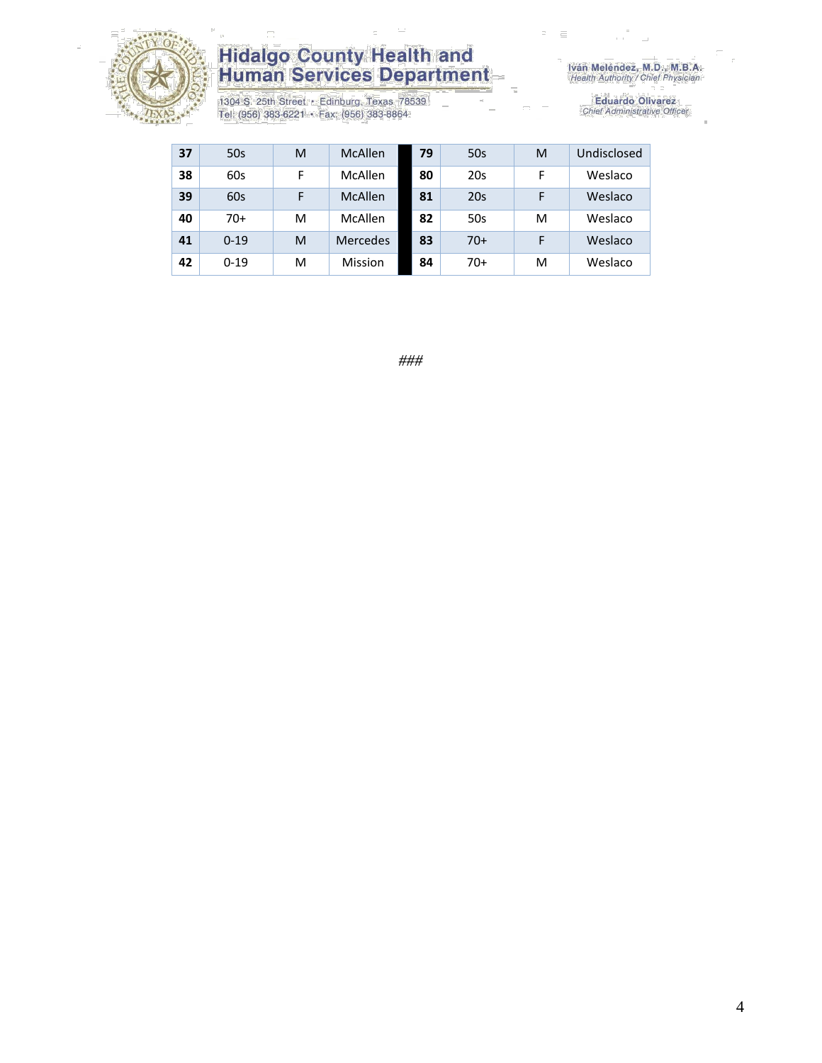| | | | | | | | | |
|---|---|---|---|---|---|---|---|---|
| **37** | 50s | M | McAllen | | **79** | 50s | M | Undisclosed |
| **38** | 60s | F | McAllen | | **80** | 20s | F | Weslaco |
| **39** | 60s | F | McAllen | | **81** | 20s | F | Weslaco |
| **40** | 70+ | M | McAllen | | **82** | 50s | M | Weslaco |
| **41** | 0-19 | M | Mercedes | | **83** | 70+ | F | Weslaco |
| **42** | 0-19 | M | Mission | | **84** | 70+ | M | Weslaco |

###